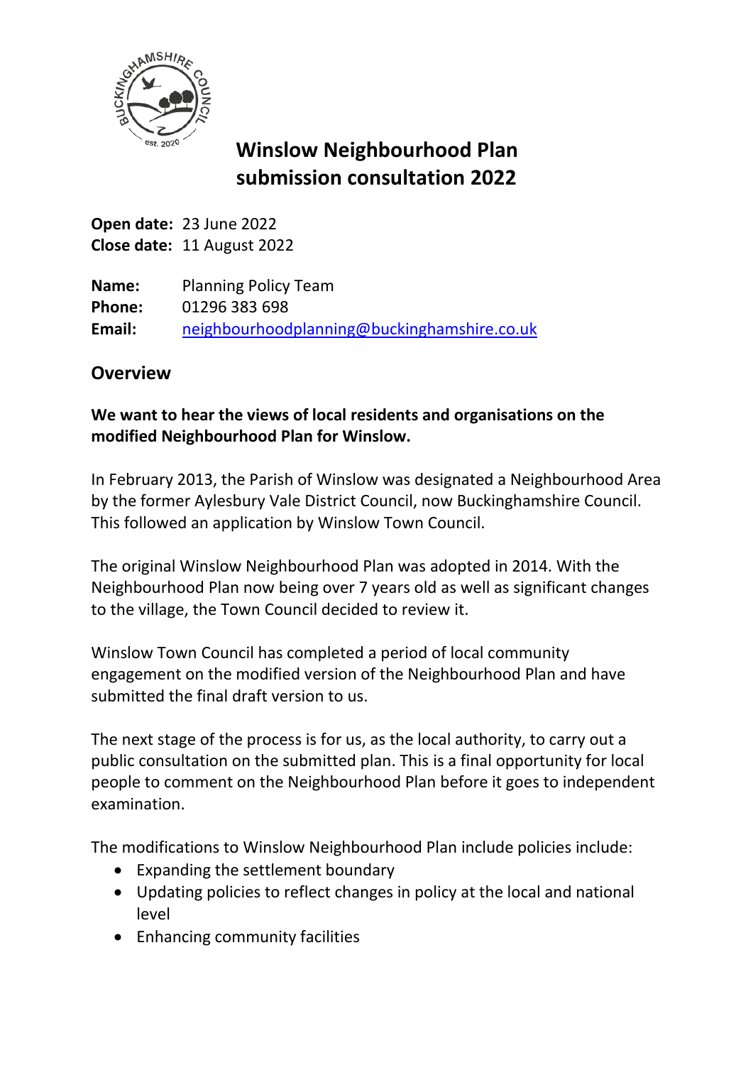# Winslow Neighbourhood Plan submission consultation 2022

**Open date:** 23 June 2022
**Close date:** 11 August 2022

**Name:** Planning Policy Team
**Phone:** 01296 383 698
**Email:** neighbourhoodplanning@buckinghamshire.co.uk

## Overview

**We want to hear the views of local residents and organisations on the modified Neighbourhood Plan for Winslow.**

In February 2013, the Parish of Winslow was designated a Neighbourhood Area by the former Aylesbury Vale District Council, now Buckinghamshire Council. This followed an application by Winslow Town Council.

The original Winslow Neighbourhood Plan was adopted in 2014. With the Neighbourhood Plan now being over 7 years old as well as significant changes to the village, the Town Council decided to review it.

Winslow Town Council has completed a period of local community engagement on the modified version of the Neighbourhood Plan and have submitted the final draft version to us.

The next stage of the process is for us, as the local authority, to carry out a public consultation on the submitted plan. This is a final opportunity for local people to comment on the Neighbourhood Plan before it goes to independent examination.

The modifications to Winslow Neighbourhood Plan include policies include:

- Expanding the settlement boundary
- Updating policies to reflect changes in policy at the local and national level
- Enhancing community facilities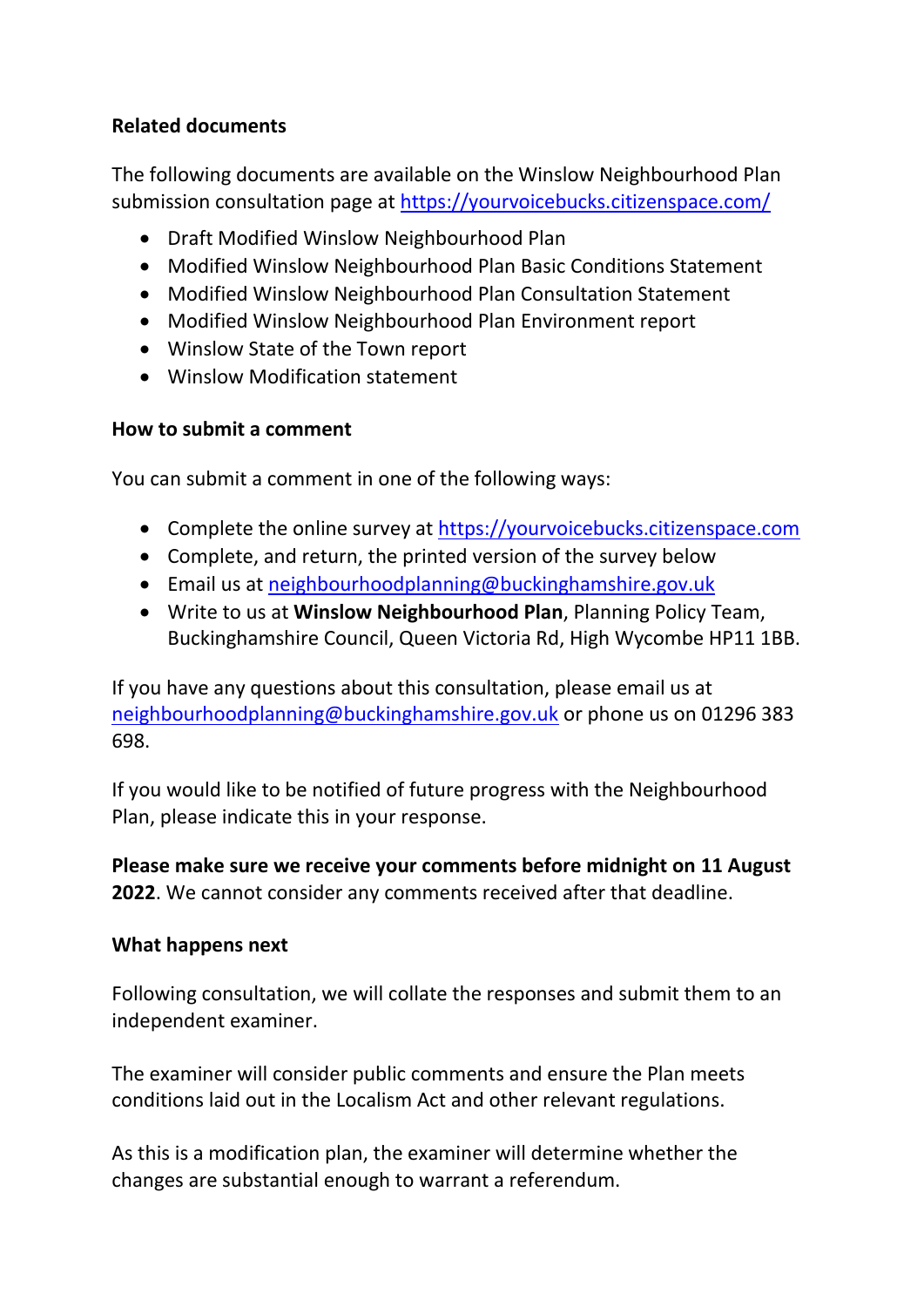**Related documents**

The following documents are available on the Winslow Neighbourhood Plan submission consultation page at https://yourvoicebucks.citizenspace.com/

- Draft Modified Winslow Neighbourhood Plan
- Modified Winslow Neighbourhood Plan Basic Conditions Statement
- Modified Winslow Neighbourhood Plan Consultation Statement
- Modified Winslow Neighbourhood Plan Environment report
- Winslow State of the Town report
- Winslow Modification statement

**How to submit a comment**

You can submit a comment in one of the following ways:

- Complete the online survey at https://yourvoicebucks.citizenspace.com
- Complete, and return, the printed version of the survey below
- Email us at neighbourhoodplanning@buckinghamshire.gov.uk
- Write to us at **Winslow Neighbourhood Plan**, Planning Policy Team, Buckinghamshire Council, Queen Victoria Rd, High Wycombe HP11 1BB.

If you have any questions about this consultation, please email us at neighbourhoodplanning@buckinghamshire.gov.uk or phone us on 01296 383 698.

If you would like to be notified of future progress with the Neighbourhood Plan, please indicate this in your response.

**Please make sure we receive your comments before midnight on 11 August 2022**. We cannot consider any comments received after that deadline.

**What happens next**

Following consultation, we will collate the responses and submit them to an independent examiner.

The examiner will consider public comments and ensure the Plan meets conditions laid out in the Localism Act and other relevant regulations.

As this is a modification plan, the examiner will determine whether the changes are substantial enough to warrant a referendum.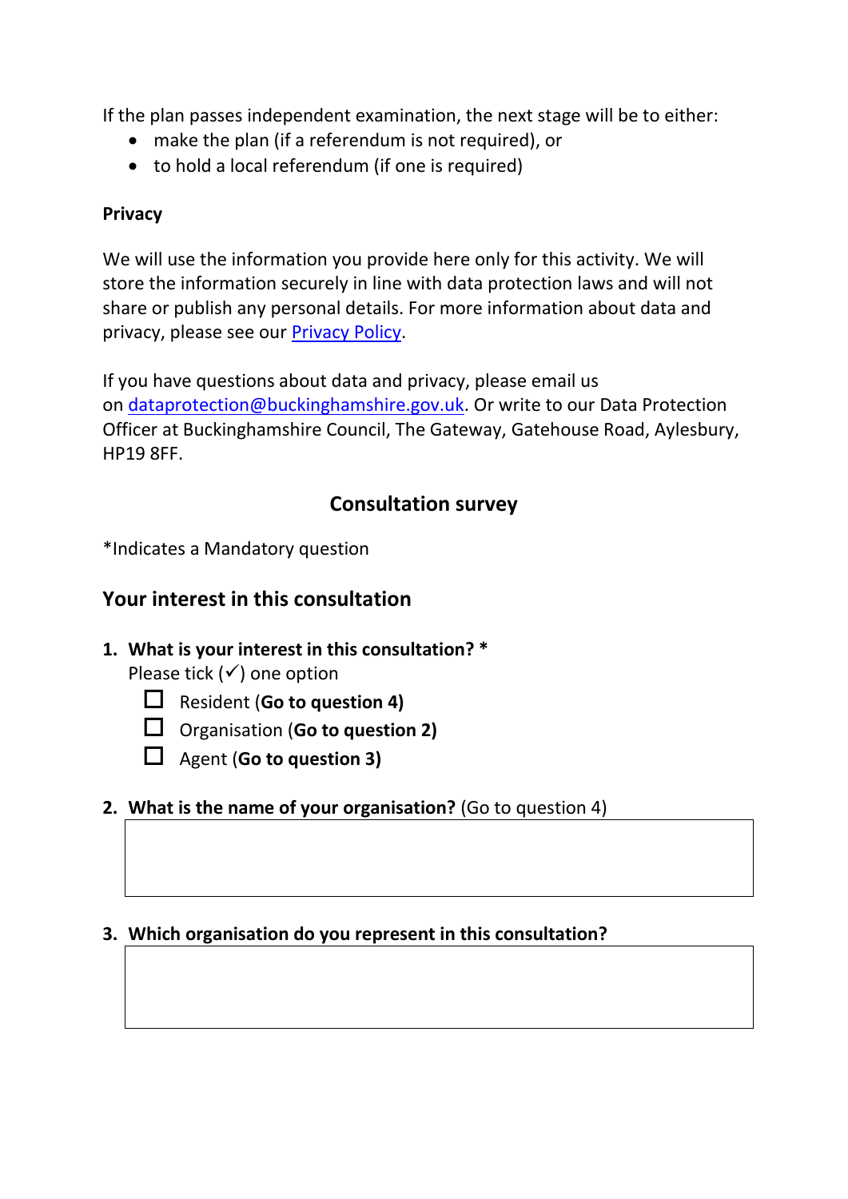If the plan passes independent examination, the next stage will be to either:

- make the plan (if a referendum is not required), or
- to hold a local referendum (if one is required)

**Privacy**

We will use the information you provide here only for this activity. We will store the information securely in line with data protection laws and will not share or publish any personal details. For more information about data and privacy, please see our [Privacy Policy](#).

If you have questions about data and privacy, please email us on [dataprotection@buckinghamshire.gov.uk](mailto:dataprotection@buckinghamshire.gov.uk). Or write to our Data Protection Officer at Buckinghamshire Council, The Gateway, Gatehouse Road, Aylesbury, HP19 8FF.

## Consultation survey

*Indicates a Mandatory question

### Your interest in this consultation

1. **What is your interest in this consultation? ***
   Please tick (✓) one option
   - ☐ Resident (**Go to question 4)**
   - ☐ Organisation (**Go to question 2)**
   - ☐ Agent (**Go to question 3)**

2. **What is the name of your organisation?** (Go to question 4)

   | |
   |---|
   | |

3. **Which organisation do you represent in this consultation?**

   | |
   |---|
   | |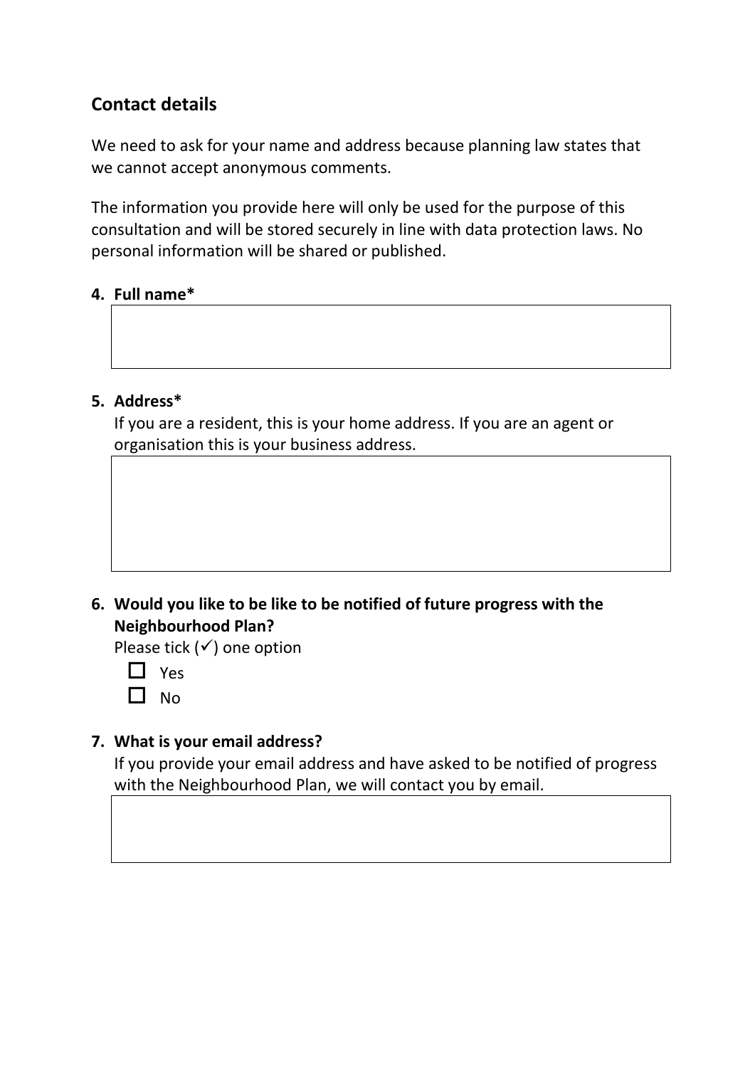## Contact details

We need to ask for your name and address because planning law states that we cannot accept anonymous comments.

The information you provide here will only be used for the purpose of this consultation and will be stored securely in line with data protection laws. No personal information will be shared or published.

**4. Full name***

**5. Address***

If you are a resident, this is your home address. If you are an agent or organisation this is your business address.

**6. Would you like to be like to be notified of future progress with the Neighbourhood Plan?**

Please tick (✓) one option

- ☐ Yes
- ☐ No

**7. What is your email address?**

If you provide your email address and have asked to be notified of progress with the Neighbourhood Plan, we will contact you by email.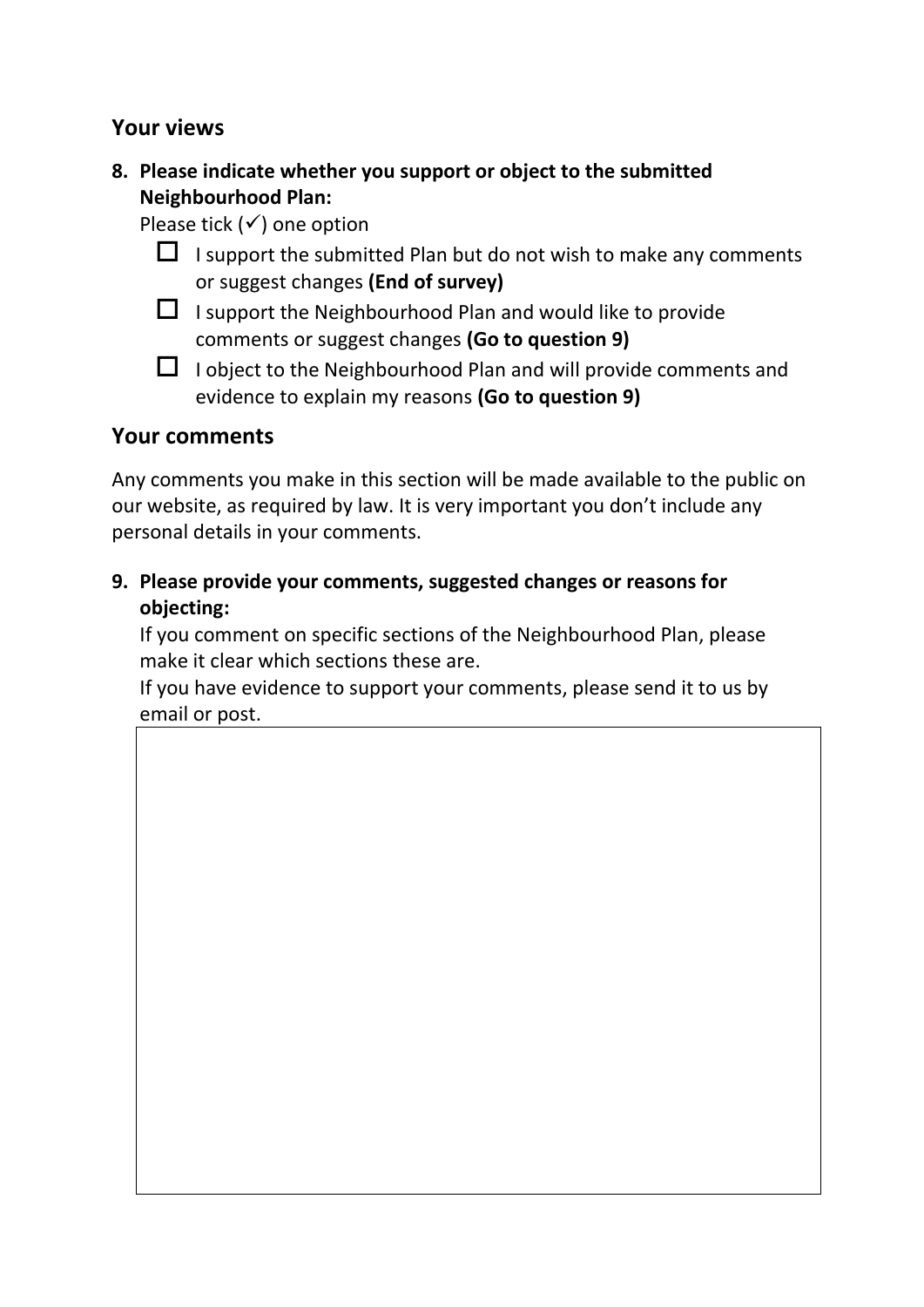## Your views

**8. Please indicate whether you support or object to the submitted Neighbourhood Plan:**

Please tick (✓) one option

- ☐ I support the submitted Plan but do not wish to make any comments or suggest changes **(End of survey)**
- ☐ I support the Neighbourhood Plan and would like to provide comments or suggest changes **(Go to question 9)**
- ☐ I object to the Neighbourhood Plan and will provide comments and evidence to explain my reasons **(Go to question 9)**

## Your comments

Any comments you make in this section will be made available to the public on our website, as required by law. It is very important you don't include any personal details in your comments.

**9. Please provide your comments, suggested changes or reasons for objecting:**

If you comment on specific sections of the Neighbourhood Plan, please make it clear which sections these are.

If you have evidence to support your comments, please send it to us by email or post.

| |
|---|
| |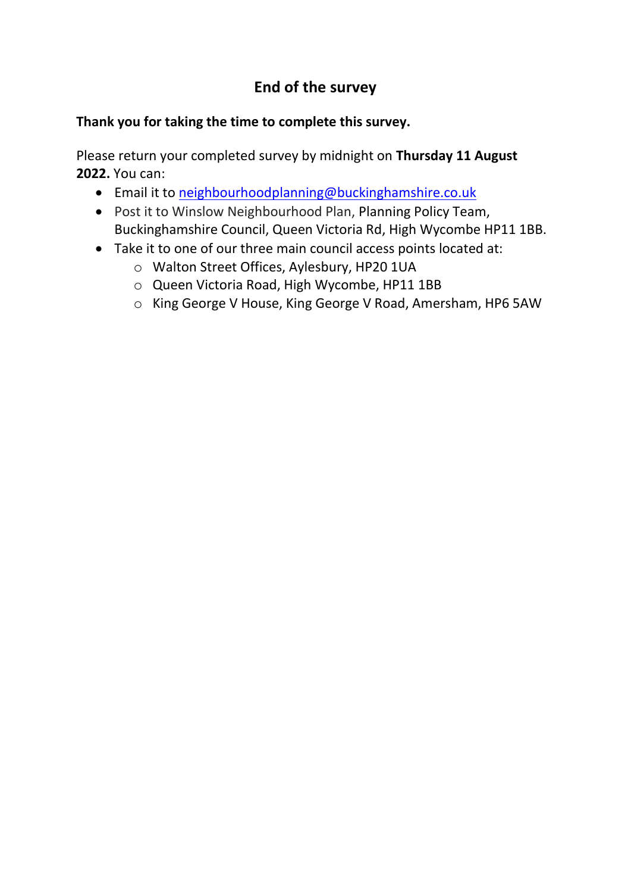## End of the survey

**Thank you for taking the time to complete this survey.**

Please return your completed survey by midnight on **Thursday 11 August 2022.** You can:

- Email it to neighbourhoodplanning@buckinghamshire.co.uk
- Post it to Winslow Neighbourhood Plan, Planning Policy Team, Buckinghamshire Council, Queen Victoria Rd, High Wycombe HP11 1BB.
- Take it to one of our three main council access points located at:
  - Walton Street Offices, Aylesbury, HP20 1UA
  - Queen Victoria Road, High Wycombe, HP11 1BB
  - King George V House, King George V Road, Amersham, HP6 5AW